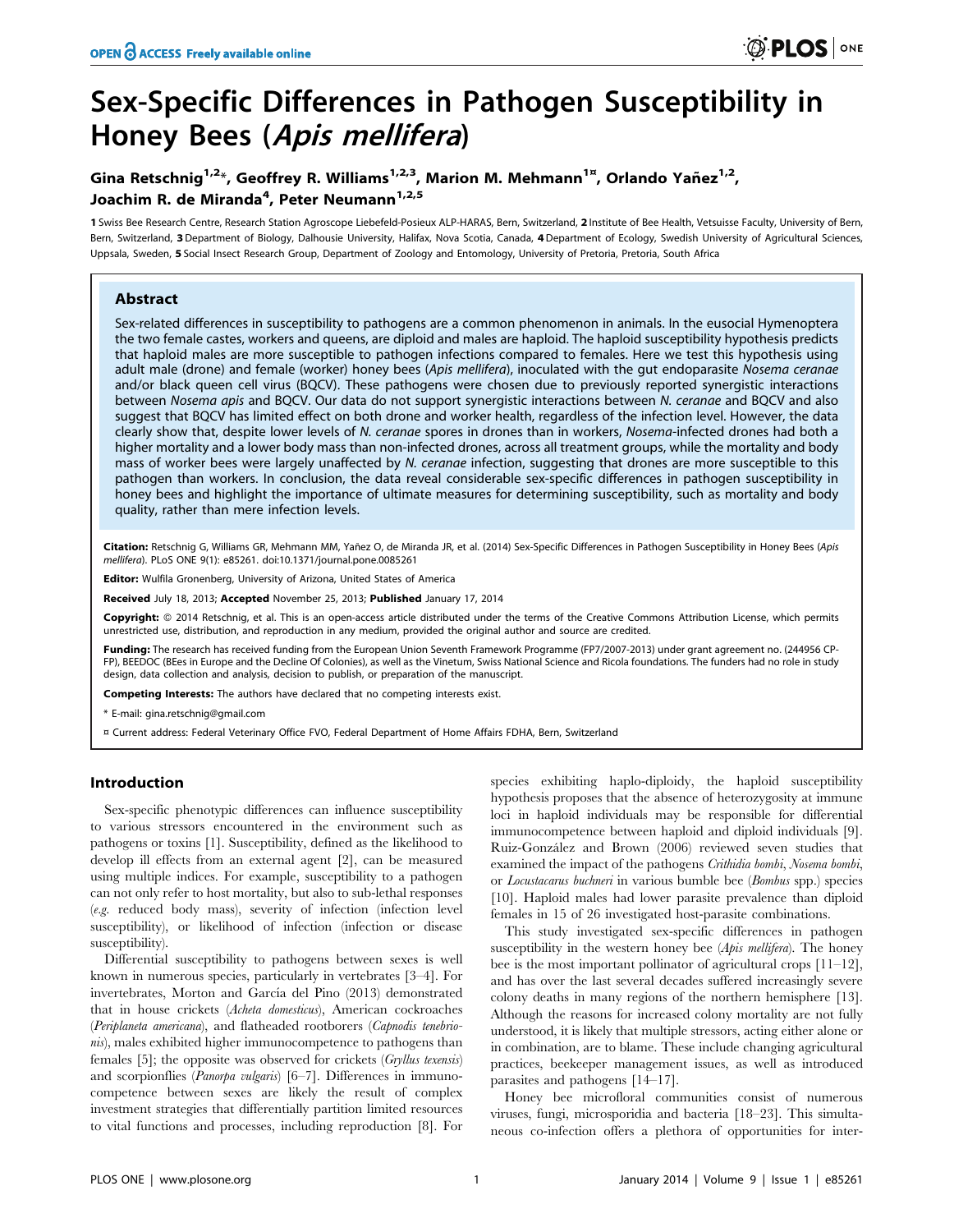# Sex-Specific Differences in Pathogen Susceptibility in Honey Bees (*Apis mellifera*)

**Gina Retschnig[1,2]\*, Geoffrey R. Williams[1,2,3], Marion M. Mehmann[1¤], Orlando Yañez[1,2], Joachim R. de Miranda[4], Peter Neumann[1,2,5]**

1 Swiss Bee Research Centre, Research Station Agroscope Liebefeld-Posieux ALP-HARAS, Bern, Switzerland, 2 Institute of Bee Health, Vetsuisse Faculty, University of Bern, Bern, Switzerland, 3 Department of Biology, Dalhousie University, Halifax, Nova Scotia, Canada, 4 Department of Ecology, Swedish University of Agricultural Sciences, Uppsala, Sweden, 5 Social Insect Research Group, Department of Zoology and Entomology, University of Pretoria, Pretoria, South Africa

## Abstract

Sex-related differences in susceptibility to pathogens are a common phenomenon in animals. In the eusocial Hymenoptera the two female castes, workers and queens, are diploid and males are haploid. The haploid susceptibility hypothesis predicts that haploid males are more susceptible to pathogen infections compared to females. Here we test this hypothesis using adult male (drone) and female (worker) honey bees (*Apis mellifera*), inoculated with the gut endoparasite *Nosema ceranae* and/or black queen cell virus (BQCV). These pathogens were chosen due to previously reported synergistic interactions between *Nosema apis* and BQCV. Our data do not support synergistic interactions between *N. ceranae* and BQCV and also suggest that BQCV has limited effect on both drone and worker health, regardless of the infection level. However, the data clearly show that, despite lower levels of *N. ceranae* spores in drones than in workers, *Nosema*-infected drones had both a higher mortality and a lower body mass than non-infected drones, across all treatment groups, while the mortality and body mass of worker bees were largely unaffected by *N. ceranae* infection, suggesting that drones are more susceptible to this pathogen than workers. In conclusion, the data reveal considerable sex-specific differences in pathogen susceptibility in honey bees and highlight the importance of ultimate measures for determining susceptibility, such as mortality and body quality, rather than mere infection levels.

**Citation:** Retschnig G, Williams GR, Mehmann MM, Yañez O, de Miranda JR, et al. (2014) Sex-Specific Differences in Pathogen Susceptibility in Honey Bees (*Apis mellifera*). PLoS ONE 9(1): e85261. doi:10.1371/journal.pone.0085261

**Editor:** Wulfila Gronenberg, University of Arizona, United States of America

**Received** July 18, 2013; **Accepted** November 25, 2013; **Published** January 17, 2014

**Copyright:** © 2014 Retschnig, et al. This is an open-access article distributed under the terms of the Creative Commons Attribution License, which permits unrestricted use, distribution, and reproduction in any medium, provided the original author and source are credited.

**Funding:** The research has received funding from the European Union Seventh Framework Programme (FP7/2007-2013) under grant agreement no. (244956 CP-FP), BEEDOC (BEes in Europe and the Decline Of Colonies), as well as the Vinetum, Swiss National Science and Ricola foundations. The funders had no role in study design, data collection and analysis, decision to publish, or preparation of the manuscript.

**Competing Interests:** The authors have declared that no competing interests exist.

\* E-mail: gina.retschnig@gmail.com

¤ Current address: Federal Veterinary Office FVO, Federal Department of Home Affairs FDHA, Bern, Switzerland

## Introduction

Sex-specific phenotypic differences can influence susceptibility to various stressors encountered in the environment such as pathogens or toxins [1]. Susceptibility, defined as the likelihood to develop ill effects from an external agent [2], can be measured using multiple indices. For example, susceptibility to a pathogen can not only refer to host mortality, but also to sub-lethal responses (*e.g.* reduced body mass), severity of infection (infection level susceptibility), or likelihood of infection (infection or disease susceptibility).

Differential susceptibility to pathogens between sexes is well known in numerous species, particularly in vertebrates [3–4]. For invertebrates, Morton and García del Pino (2013) demonstrated that in house crickets (*Acheta domesticus*), American cockroaches (*Periplaneta americana*), and flatheaded rootborers (*Capnodis tenebrionis*), males exhibited higher immunocompetence to pathogens than females [5]; the opposite was observed for crickets (*Gryllus texensis*) and scorpionflies (*Panorpa vulgaris*) [6–7]. Differences in immunocompetence between sexes are likely the result of complex investment strategies that differentially partition limited resources to vital functions and processes, including reproduction [8]. For species exhibiting haplo-diploidy, the haploid susceptibility hypothesis proposes that the absence of heterozygosity at immune loci in haploid individuals may be responsible for differential immunocompetence between haploid and diploid individuals [9]. Ruiz-González and Brown (2006) reviewed seven studies that examined the impact of the pathogens *Crithidia bombi*, *Nosema bombi*, or *Locustacarus buchneri* in various bumble bee (*Bombus* spp.) species [10]. Haploid males had lower parasite prevalence than diploid females in 15 of 26 investigated host-parasite combinations.

This study investigated sex-specific differences in pathogen susceptibility in the western honey bee (*Apis mellifera*). The honey bee is the most important pollinator of agricultural crops [11–12], and has over the last several decades suffered increasingly severe colony deaths in many regions of the northern hemisphere [13]. Although the reasons for increased colony mortality are not fully understood, it is likely that multiple stressors, acting either alone or in combination, are to blame. These include changing agricultural practices, beekeeper management issues, as well as introduced parasites and pathogens [14–17].

Honey bee microfloral communities consist of numerous viruses, fungi, microsporidia and bacteria [18–23]. This simultaneous co-infection offers a plethora of opportunities for inter-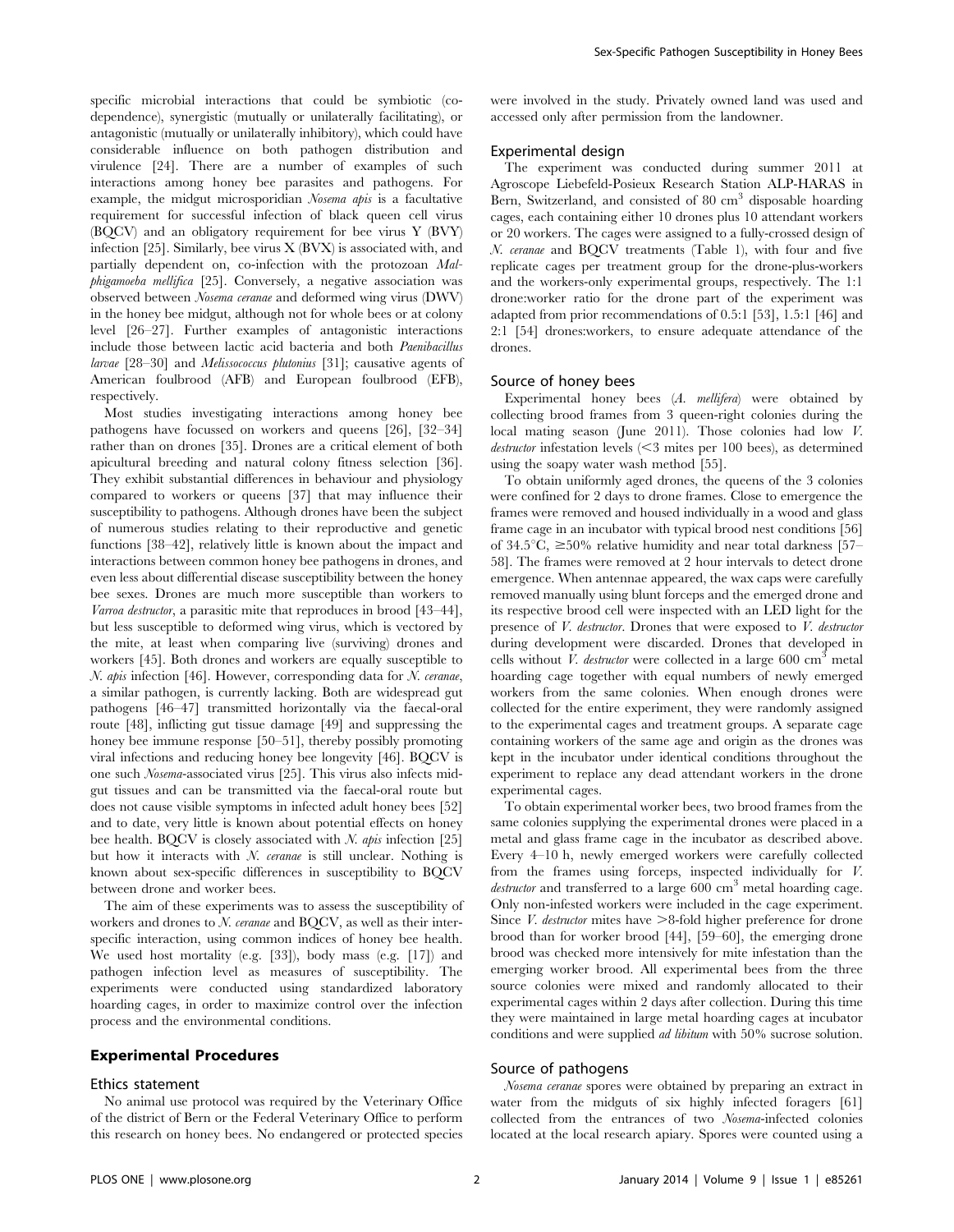specific microbial interactions that could be symbiotic (co-dependence), synergistic (mutually or unilaterally facilitating), or antagonistic (mutually or unilaterally inhibitory), which could have considerable influence on both pathogen distribution and virulence [24]. There are a number of examples of such interactions among honey bee parasites and pathogens. For example, the midgut microsporidian *Nosema apis* is a facultative requirement for successful infection of black queen cell virus (BQCV) and an obligatory requirement for bee virus Y (BVY) infection [25]. Similarly, bee virus X (BVX) is associated with, and partially dependent on, co-infection with the protozoan *Malphigamoeba mellifica* [25]. Conversely, a negative association was observed between *Nosema ceranae* and deformed wing virus (DWV) in the honey bee midgut, although not for whole bees or at colony level [26–27]. Further examples of antagonistic interactions include those between lactic acid bacteria and both *Paenibacillus larvae* [28–30] and *Melissococcus plutonius* [31]; causative agents of American foulbrood (AFB) and European foulbrood (EFB), respectively.

Most studies investigating interactions among honey bee pathogens have focussed on workers and queens [26], [32–34] rather than on drones [35]. Drones are a critical element of both apicultural breeding and natural colony fitness selection [36]. They exhibit substantial differences in behaviour and physiology compared to workers or queens [37] that may influence their susceptibility to pathogens. Although drones have been the subject of numerous studies relating to their reproductive and genetic functions [38–42], relatively little is known about the impact and interactions between common honey bee pathogens in drones, and even less about differential disease susceptibility between the honey bee sexes. Drones are much more susceptible than workers to *Varroa destructor*, a parasitic mite that reproduces in brood [43–44], but less susceptible to deformed wing virus, which is vectored by the mite, at least when comparing live (surviving) drones and workers [45]. Both drones and workers are equally susceptible to *N. apis* infection [46]. However, corresponding data for *N. ceranae*, a similar pathogen, is currently lacking. Both are widespread gut pathogens [46–47] transmitted horizontally via the faecal-oral route [48], inflicting gut tissue damage [49] and suppressing the honey bee immune response [50–51], thereby possibly promoting viral infections and reducing honey bee longevity [46]. BQCV is one such *Nosema*-associated virus [25]. This virus also infects midgut tissues and can be transmitted via the faecal-oral route but does not cause visible symptoms in infected adult honey bees [52] and to date, very little is known about potential effects on honey bee health. BQCV is closely associated with *N. apis* infection [25] but how it interacts with *N. ceranae* is still unclear. Nothing is known about sex-specific differences in susceptibility to BQCV between drone and worker bees.

The aim of these experiments was to assess the susceptibility of workers and drones to *N. ceranae* and BQCV, as well as their interspecific interaction, using common indices of honey bee health. We used host mortality (e.g. [33]), body mass (e.g. [17]) and pathogen infection level as measures of susceptibility. The experiments were conducted using standardized laboratory hoarding cages, in order to maximize control over the infection process and the environmental conditions.

## Experimental Procedures

### Ethics statement

No animal use protocol was required by the Veterinary Office of the district of Bern or the Federal Veterinary Office to perform this research on honey bees. No endangered or protected species were involved in the study. Privately owned land was used and accessed only after permission from the landowner.

### Experimental design

The experiment was conducted during summer 2011 at Agroscope Liebefeld-Posieux Research Station ALP-HARAS in Bern, Switzerland, and consisted of 80 $cm^3$ disposable hoarding cages, each containing either 10 drones plus 10 attendant workers or 20 workers. The cages were assigned to a fully-crossed design of *N. ceranae* and BQCV treatments (Table 1), with four and five replicate cages per treatment group for the drone-plus-workers and the workers-only experimental groups, respectively. The 1:1 drone:worker ratio for the drone part of the experiment was adapted from prior recommendations of 0.5:1 [53], 1.5:1 [46] and 2:1 [54] drones:workers, to ensure adequate attendance of the drones.

### Source of honey bees

Experimental honey bees (*A. mellifera*) were obtained by collecting brood frames from 3 queen-right colonies during the local mating season (June 2011). Those colonies had low *V. destructor* infestation levels (<3 mites per 100 bees), as determined using the soapy water wash method [55].

To obtain uniformly aged drones, the queens of the 3 colonies were confined for 2 days to drone frames. Close to emergence the frames were removed and housed individually in a wood and glass frame cage in an incubator with typical brood nest conditions [56] of 34.5°C, ≥50% relative humidity and near total darkness [57–58]. The frames were removed at 2 hour intervals to detect drone emergence. When antennae appeared, the wax caps were carefully removed manually using blunt forceps and the emerged drone and its respective brood cell were inspected with an LED light for the presence of *V. destructor*. Drones that were exposed to *V. destructor* during development were discarded. Drones that developed in cells without *V. destructor* were collected in a large 600 $cm^3$ metal hoarding cage together with equal numbers of newly emerged workers from the same colonies. When enough drones were collected for the entire experiment, they were randomly assigned to the experimental cages and treatment groups. A separate cage containing workers of the same age and origin as the drones was kept in the incubator under identical conditions throughout the experiment to replace any dead attendant workers in the drone experimental cages.

To obtain experimental worker bees, two brood frames from the same colonies supplying the experimental drones were placed in a metal and glass frame cage in the incubator as described above. Every 4–10 h, newly emerged workers were carefully collected from the frames using forceps, inspected individually for *V. destructor* and transferred to a large 600 $cm^3$ metal hoarding cage. Only non-infested workers were included in the cage experiment. Since *V. destructor* mites have >8-fold higher preference for drone brood than for worker brood [44], [59–60], the emerging drone brood was checked more intensively for mite infestation than the emerging worker brood. All experimental bees from the three source colonies were mixed and randomly allocated to their experimental cages within 2 days after collection. During this time they were maintained in large metal hoarding cages at incubator conditions and were supplied *ad libitum* with 50% sucrose solution.

### Source of pathogens

*Nosema ceranae* spores were obtained by preparing an extract in water from the midguts of six highly infected foragers [61] collected from the entrances of two *Nosema*-infected colonies located at the local research apiary. Spores were counted using a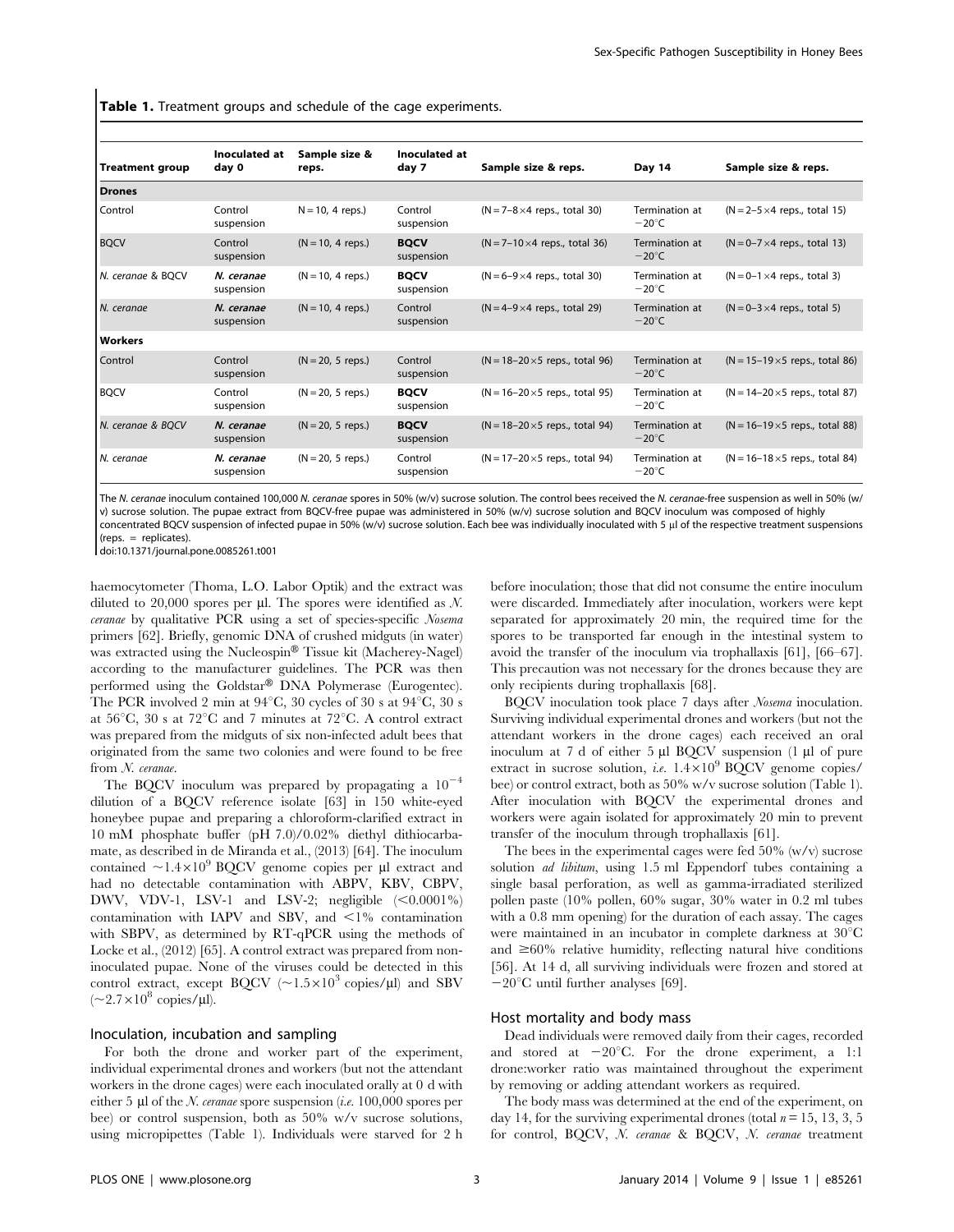**Table 1.** Treatment groups and schedule of the cage experiments.

| Treatment group | Inoculated at day 0 | Sample size & reps. | Inoculated at day 7 | Sample size & reps. | Day 14 | Sample size & reps. |
|---|---|---|---|---|---|---|
| **Drones** | | | | | | |
| Control | Control suspension | N = 10, 4 reps.) | Control suspension | (N = 7–8×4 reps., total 30) | Termination at −20°C | (N = 2–5×4 reps., total 15) |
| BQCV | Control suspension | (N = 10, 4 reps.) | **BQCV** suspension | (N = 7–10×4 reps., total 36) | Termination at −20°C | (N = 0–7×4 reps., total 13) |
| *N. ceranae* & BQCV | ***N. ceranae*** suspension | (N = 10, 4 reps.) | **BQCV** suspension | (N = 6–9×4 reps., total 30) | Termination at −20°C | (N = 0–1×4 reps., total 3) |
| *N. ceranae* | ***N. ceranae*** suspension | (N = 10, 4 reps.) | Control suspension | (N = 4–9×4 reps., total 29) | Termination at −20°C | (N = 0–3×4 reps., total 5) |
| **Workers** | | | | | | |
| Control | Control suspension | (N = 20, 5 reps.) | Control suspension | (N = 18–20×5 reps., total 96) | Termination at −20°C | (N = 15–19×5 reps., total 86) |
| BQCV | Control suspension | (N = 20, 5 reps.) | **BQCV** suspension | (N = 16–20×5 reps., total 95) | Termination at −20°C | (N = 14–20×5 reps., total 87) |
| *N. ceranae & BQCV* | ***N. ceranae*** suspension | (N = 20, 5 reps.) | **BQCV** suspension | (N = 18–20×5 reps., total 94) | Termination at −20°C | (N = 16–19×5 reps., total 88) |
| *N. ceranae* | ***N. ceranae*** suspension | (N = 20, 5 reps.) | Control suspension | (N = 17–20×5 reps., total 94) | Termination at −20°C | (N = 16–18×5 reps., total 84) |

The *N. ceranae* inoculum contained 100,000 *N. ceranae* spores in 50% (w/v) sucrose solution. The control bees received the *N. ceranae*-free suspension as well in 50% (w/v) sucrose solution. The pupae extract from BQCV-free pupae was administered in 50% (w/v) sucrose solution and BQCV inoculum was composed of highly concentrated BQCV suspension of infected pupae in 50% (w/v) sucrose solution. Each bee was individually inoculated with 5 µl of the respective treatment suspensions (reps. = replicates).

doi:10.1371/journal.pone.0085261.t001

haemocytometer (Thoma, L.O. Labor Optik) and the extract was diluted to 20,000 spores per µl. The spores were identified as *N. ceranae* by qualitative PCR using a set of species-specific *Nosema* primers [62]. Briefly, genomic DNA of crushed midguts (in water) was extracted using the Nucleospin® Tissue kit (Macherey-Nagel) according to the manufacturer guidelines. The PCR was then performed using the Goldstar® DNA Polymerase (Eurogentec). The PCR involved 2 min at 94°C, 30 cycles of 30 s at 94°C, 30 s at 56°C, 30 s at 72°C and 7 minutes at 72°C. A control extract was prepared from the midguts of six non-infected adult bees that originated from the same two colonies and were found to be free from *N. ceranae*.

The BQCV inoculum was prepared by propagating a $10^{-4}$ dilution of a BQCV reference isolate [63] in 150 white-eyed honeybee pupae and preparing a chloroform-clarified extract in 10 mM phosphate buffer (pH 7.0)/0.02% diethyl dithiocarbamate, as described in de Miranda et al., (2013) [64]. The inoculum contained $\sim 1.4\times10^{9}$ BQCV genome copies per µl extract and had no detectable contamination with ABPV, KBV, CBPV, DWV, VDV-1, LSV-1 and LSV-2; negligible (<0.0001%) contamination with IAPV and SBV, and <1% contamination with SBPV, as determined by RT-qPCR using the methods of Locke et al., (2012) [65]. A control extract was prepared from non-inoculated pupae. None of the viruses could be detected in this control extract, except BQCV ($\sim 1.5\times10^{3}$ copies/µl) and SBV ($\sim 2.7\times10^{8}$ copies/µl).

## Inoculation, incubation and sampling

For both the drone and worker part of the experiment, individual experimental drones and workers (but not the attendant workers in the drone cages) were each inoculated orally at 0 d with either 5 µl of the *N. ceranae* spore suspension (*i.e.* 100,000 spores per bee) or control suspension, both as 50% w/v sucrose solutions, using micropipettes (Table 1). Individuals were starved for 2 h before inoculation; those that did not consume the entire inoculum were discarded. Immediately after inoculation, workers were kept separated for approximately 20 min, the required time for the spores to be transported far enough in the intestinal system to avoid the transfer of the inoculum via trophallaxis [61], [66–67]. This precaution was not necessary for the drones because they are only recipients during trophallaxis [68].

BQCV inoculation took place 7 days after *Nosema* inoculation. Surviving individual experimental drones and workers (but not the attendant workers in the drone cages) each received an oral inoculum at 7 d of either 5 µl BQCV suspension (1 µl of pure extract in sucrose solution, *i.e.* $1.4\times10^{9}$ BQCV genome copies/bee) or control extract, both as 50% w/v sucrose solution (Table 1). After inoculation with BQCV the experimental drones and workers were again isolated for approximately 20 min to prevent transfer of the inoculum through trophallaxis [61].

The bees in the experimental cages were fed 50% (w/v) sucrose solution *ad libitum*, using 1.5 ml Eppendorf tubes containing a single basal perforation, as well as gamma-irradiated sterilized pollen paste (10% pollen, 60% sugar, 30% water in 0.2 ml tubes with a 0.8 mm opening) for the duration of each assay. The cages were maintained in an incubator in complete darkness at 30°C and ≥60% relative humidity, reflecting natural hive conditions [56]. At 14 d, all surviving individuals were frozen and stored at −20°C until further analyses [69].

## Host mortality and body mass

Dead individuals were removed daily from their cages, recorded and stored at −20°C. For the drone experiment, a 1:1 drone:worker ratio was maintained throughout the experiment by removing or adding attendant workers as required.

The body mass was determined at the end of the experiment, on day 14, for the surviving experimental drones (total $n$ = 15, 13, 3, 5 for control, BQCV, *N. ceranae* & BQCV, *N. ceranae* treatment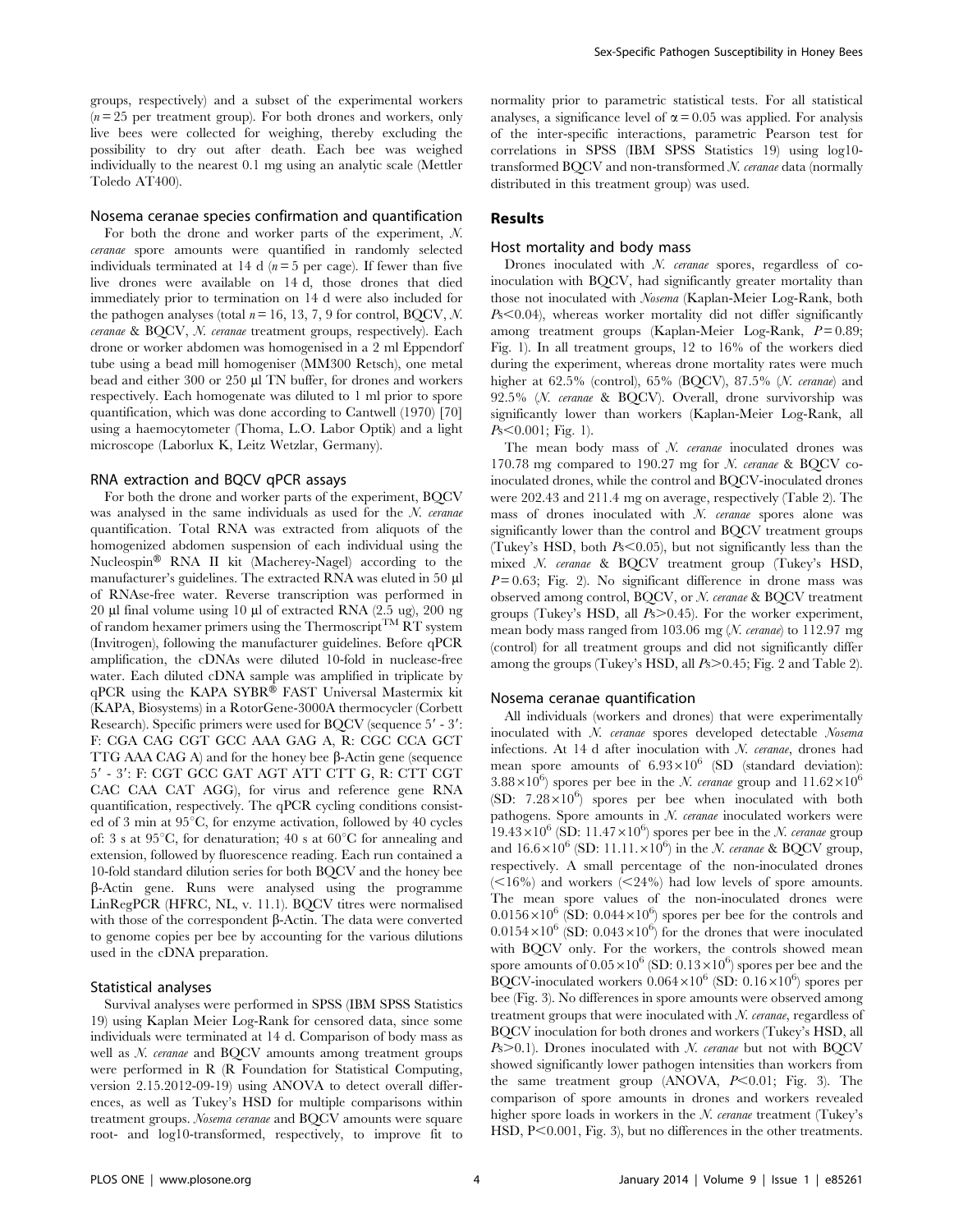groups, respectively) and a subset of the experimental workers ($n = 25$ per treatment group). For both drones and workers, only live bees were collected for weighing, thereby excluding the possibility to dry out after death. Each bee was weighed individually to the nearest 0.1 mg using an analytic scale (Mettler Toledo AT400).

### Nosema ceranae species confirmation and quantification

For both the drone and worker parts of the experiment, *N. ceranae* spore amounts were quantified in randomly selected individuals terminated at 14 d ($n = 5$ per cage). If fewer than five live drones were available on 14 d, those drones that died immediately prior to termination on 14 d were also included for the pathogen analyses (total $n = 16$, 13, 7, 9 for control, BQCV, *N. ceranae* & BQCV, *N. ceranae* treatment groups, respectively). Each drone or worker abdomen was homogenised in a 2 ml Eppendorf tube using a bead mill homogeniser (MM300 Retsch), one metal bead and either 300 or 250 µl TN buffer, for drones and workers respectively. Each homogenate was diluted to 1 ml prior to spore quantification, which was done according to Cantwell (1970) [70] using a haemocytometer (Thoma, L.O. Labor Optik) and a light microscope (Laborlux K, Leitz Wetzlar, Germany).

### RNA extraction and BQCV qPCR assays

For both the drone and worker parts of the experiment, BQCV was analysed in the same individuals as used for the *N. ceranae* quantification. Total RNA was extracted from aliquots of the homogenized abdomen suspension of each individual using the Nucleospin® RNA II kit (Macherey-Nagel) according to the manufacturer's guidelines. The extracted RNA was eluted in 50 µl of RNAse-free water. Reverse transcription was performed in 20 µl final volume using 10 µl of extracted RNA (2.5 ug), 200 ng of random hexamer primers using the Thermoscript™ RT system (Invitrogen), following the manufacturer guidelines. Before qPCR amplification, the cDNAs were diluted 10-fold in nuclease-free water. Each diluted cDNA sample was amplified in triplicate by qPCR using the KAPA SYBR® FAST Universal Mastermix kit (KAPA, Biosystems) in a RotorGene-3000A thermocycler (Corbett Research). Specific primers were used for BQCV (sequence 5′ - 3′: F: CGA CAG CGT GCC AAA GAG A, R: CGC CCA GCT TTG AAA CAG A) and for the honey bee β-Actin gene (sequence 5′ - 3′: F: CGT GCC GAT AGT ATT CTT G, R: CTT CGT CAC CAA CAT AGG), for virus and reference gene RNA quantification, respectively. The qPCR cycling conditions consisted of 3 min at 95°C, for enzyme activation, followed by 40 cycles of: 3 s at 95°C, for denaturation; 40 s at 60°C for annealing and extension, followed by fluorescence reading. Each run contained a 10-fold standard dilution series for both BQCV and the honey bee β-Actin gene. Runs were analysed using the programme LinRegPCR (HFRC, NL, v. 11.1). BQCV titres were normalised with those of the correspondent β-Actin. The data were converted to genome copies per bee by accounting for the various dilutions used in the cDNA preparation.

### Statistical analyses

Survival analyses were performed in SPSS (IBM SPSS Statistics 19) using Kaplan Meier Log-Rank for censored data, since some individuals were terminated at 14 d. Comparison of body mass as well as *N. ceranae* and BQCV amounts among treatment groups were performed in R (R Foundation for Statistical Computing, version 2.15.2012-09-19) using ANOVA to detect overall differences, as well as Tukey's HSD for multiple comparisons within treatment groups. *Nosema ceranae* and BQCV amounts were square root- and log10-transformed, respectively, to improve fit to normality prior to parametric statistical tests. For all statistical analyses, a significance level of $\alpha = 0.05$ was applied. For analysis of the inter-specific interactions, parametric Pearson test for correlations in SPSS (IBM SPSS Statistics 19) using log10-transformed BQCV and non-transformed *N. ceranae* data (normally distributed in this treatment group) was used.

## Results

### Host mortality and body mass

Drones inoculated with *N. ceranae* spores, regardless of co-inoculation with BQCV, had significantly greater mortality than those not inoculated with *Nosema* (Kaplan-Meier Log-Rank, both $Ps < 0.04$), whereas worker mortality did not differ significantly among treatment groups (Kaplan-Meier Log-Rank, $P = 0.89$; Fig. 1). In all treatment groups, 12 to 16% of the workers died during the experiment, whereas drone mortality rates were much higher at 62.5% (control), 65% (BQCV), 87.5% (*N. ceranae*) and 92.5% (*N. ceranae* & BQCV). Overall, drone survivorship was significantly lower than workers (Kaplan-Meier Log-Rank, all $Ps < 0.001$; Fig. 1).

The mean body mass of *N. ceranae* inoculated drones was 170.78 mg compared to 190.27 mg for *N. ceranae* & BQCV co-inoculated drones, while the control and BQCV-inoculated drones were 202.43 and 211.4 mg on average, respectively (Table 2). The mass of drones inoculated with *N. ceranae* spores alone was significantly lower than the control and BQCV treatment groups (Tukey's HSD, both $Ps < 0.05$), but not significantly less than the mixed *N. ceranae* & BQCV treatment group (Tukey's HSD, $P = 0.63$; Fig. 2). No significant difference in drone mass was observed among control, BQCV, or *N. ceranae* & BQCV treatment groups (Tukey's HSD, all $Ps > 0.45$). For the worker experiment, mean body mass ranged from 103.06 mg (*N. ceranae*) to 112.97 mg (control) for all treatment groups and did not significantly differ among the groups (Tukey's HSD, all $Ps > 0.45$; Fig. 2 and Table 2).

### Nosema ceranae quantification

All individuals (workers and drones) that were experimentally inoculated with *N. ceranae* spores developed detectable *Nosema* infections. At 14 d after inoculation with *N. ceranae*, drones had mean spore amounts of $6.93 \times 10^6$ (SD (standard deviation): $3.88 \times 10^6$) spores per bee in the *N. ceranae* group and $11.62 \times 10^6$ (SD: $7.28 \times 10^6$) spores per bee when inoculated with both pathogens. Spore amounts in *N. ceranae* inoculated workers were $19.43 \times 10^6$ (SD: $11.47 \times 10^6$) spores per bee in the *N. ceranae* group and $16.6 \times 10^6$ (SD: $11.11. \times 10^6$) in the *N. ceranae* & BQCV group, respectively. A small percentage of the non-inoculated drones (<16%) and workers (<24%) had low levels of spore amounts. The mean spore values of the non-inoculated drones were $0.0156 \times 10^6$ (SD: $0.044 \times 10^6$) spores per bee for the controls and $0.0154 \times 10^6$ (SD: $0.043 \times 10^6$) for the drones that were inoculated with BQCV only. For the workers, the controls showed mean spore amounts of $0.05 \times 10^6$ (SD: $0.13 \times 10^6$) spores per bee and the BQCV-inoculated workers $0.064 \times 10^6$ (SD: $0.16 \times 10^6$) spores per bee (Fig. 3). No differences in spore amounts were observed among treatment groups that were inoculated with *N. ceranae*, regardless of BQCV inoculation for both drones and workers (Tukey's HSD, all $Ps > 0.1$). Drones inoculated with *N. ceranae* but not with BQCV showed significantly lower pathogen intensities than workers from the same treatment group (ANOVA, $P < 0.01$; Fig. 3). The comparison of spore amounts in drones and workers revealed higher spore loads in workers in the *N. ceranae* treatment (Tukey's HSD, $P < 0.001$, Fig. 3), but no differences in the other treatments.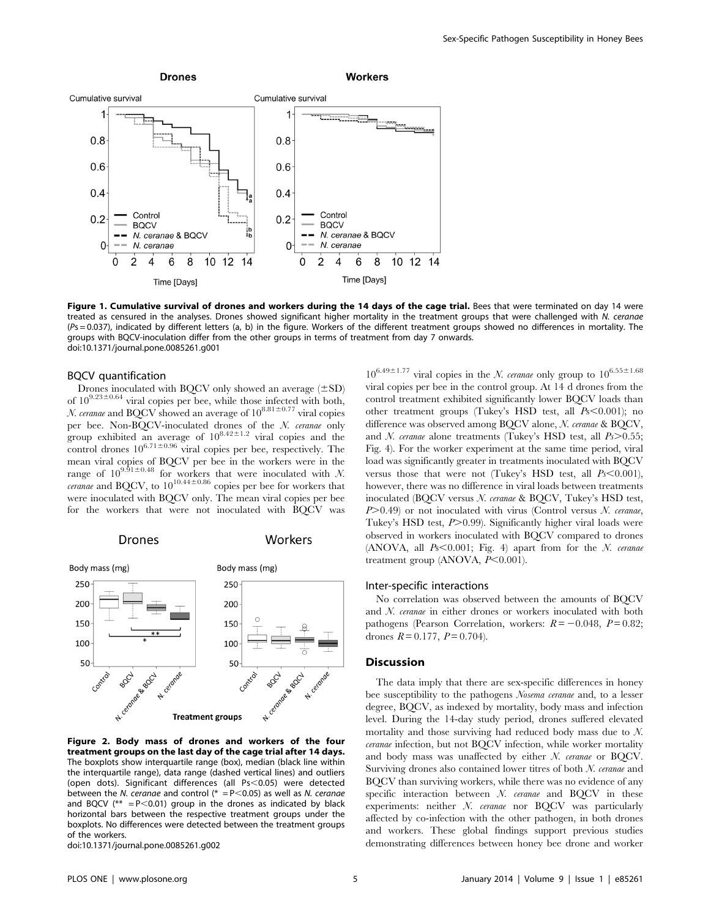**Figure 1. Cumulative survival of drones and workers during the 14 days of the cage trial.** Bees that were terminated on day 14 were treated as censured in the analyses. Drones showed significant higher mortality in the treatment groups that were challenged with *N. ceranae* ($Ps = 0.037$), indicated by different letters (a, b) in the figure. Workers of the different treatment groups showed no differences in mortality. The groups with BQCV-inoculation differ from the other groups in terms of treatment from day 7 onwards.
doi:10.1371/journal.pone.0085261.g001

### BQCV quantification

Drones inoculated with BQCV only showed an average (±SD) of $10^{9.23\pm0.64}$ viral copies per bee, while those infected with both, *N. ceranae* and BQCV showed an average of $10^{8.81\pm0.77}$ viral copies per bee. Non-BQCV-inoculated drones of the *N. ceranae* only group exhibited an average of $10^{8.42\pm1.2}$ viral copies and the control drones $10^{6.71\pm0.96}$ viral copies per bee, respectively. The mean viral copies of BQCV per bee in the workers were in the range of $10^{9.91\pm0.48}$ for workers that were inoculated with *N. ceranae* and BQCV, to $10^{10.44\pm0.86}$ copies per bee for workers that were inoculated with BQCV only. The mean viral copies per bee for the workers that were not inoculated with BQCV was $10^{6.49\pm1.77}$ viral copies in the *N. ceranae* only group to $10^{6.55\pm1.68}$ viral copies per bee in the control group. At 14 d drones from the control treatment exhibited significantly lower BQCV loads than other treatment groups (Tukey's HSD test, all $Ps<0.001$); no difference was observed among BQCV alone, *N. ceranae* & BQCV, and *N. ceranae* alone treatments (Tukey's HSD test, all $Ps>0.55$; Fig. 4). For the worker experiment at the same time period, viral load was significantly greater in treatments inoculated with BQCV versus those that were not (Tukey's HSD test, all $Ps<0.001$), however, there was no difference in viral loads between treatments inoculated (BQCV versus *N. ceranae* & BQCV, Tukey's HSD test, $P>0.49$) or not inoculated with virus (Control versus *N. ceranae*, Tukey's HSD test, $P>0.99$). Significantly higher viral loads were observed in workers inoculated with BQCV compared to drones (ANOVA, all $Ps<0.001$; Fig. 4) apart from for the *N. ceranae* treatment group (ANOVA, $P<0.001$).

**Figure 2. Body mass of drones and workers of the four treatment groups on the last day of the cage trial after 14 days.** The boxplots show interquartile range (box), median (black line within the interquartile range), data range (dashed vertical lines) and outliers (open dots). Significant differences (all $Ps<0.05$) were detected between the *N. ceranae* and control (* = $P<0.05$) as well as *N. ceranae* and BQCV (** = $P<0.01$) group in the drones as indicated by black horizontal bars between the respective treatment groups under the boxplots. No differences were detected between the treatment groups of the workers.
doi:10.1371/journal.pone.0085261.g002

### Inter-specific interactions

No correlation was observed between the amounts of BQCV and *N. ceranae* in either drones or workers inoculated with both pathogens (Pearson Correlation, workers: $R = -0.048$, $P = 0.82$; drones $R = 0.177$, $P = 0.704$).

## Discussion

The data imply that there are sex-specific differences in honey bee susceptibility to the pathogens *Nosema ceranae* and, to a lesser degree, BQCV, as indexed by mortality, body mass and infection level. During the 14-day study period, drones suffered elevated mortality and those surviving had reduced body mass due to *N. ceranae* infection, but not BQCV infection, while worker mortality and body mass was unaffected by either *N. ceranae* or BQCV. Surviving drones also contained lower titres of both *N. ceranae* and BQCV than surviving workers, while there was no evidence of any specific interaction between *N. ceranae* and BQCV in these experiments: neither *N. ceranae* nor BQCV was particularly affected by co-infection with the other pathogen, in both drones and workers. These global findings support previous studies demonstrating differences between honey bee drone and worker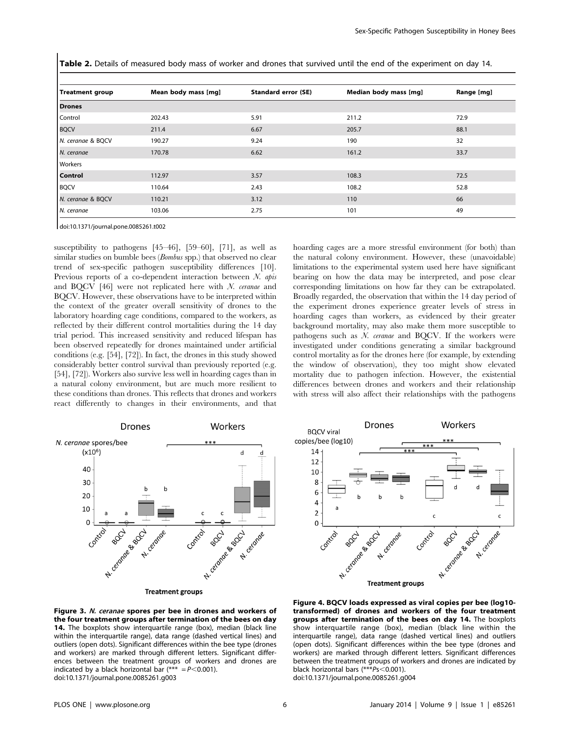**Table 2.** Details of measured body mass of worker and drones that survived until the end of the experiment on day 14.

| Treatment group | Mean body mass [mg] | Standard error (SE) | Median body mass [mg] | Range [mg] |
|---|---|---|---|---|
| **Drones** | | | | |
| Control | 202.43 | 5.91 | 211.2 | 72.9 |
| BQCV | 211.4 | 6.67 | 205.7 | 88.1 |
| *N. ceranae* & BQCV | 190.27 | 9.24 | 190 | 32 |
| *N. ceranae* | 170.78 | 6.62 | 161.2 | 33.7 |
| Workers | | | | |
| **Control** | 112.97 | 3.57 | 108.3 | 72.5 |
| BQCV | 110.64 | 2.43 | 108.2 | 52.8 |
| *N. ceranae* & BQCV | 110.21 | 3.12 | 110 | 66 |
| *N. ceranae* | 103.06 | 2.75 | 101 | 49 |

doi:10.1371/journal.pone.0085261.t002

susceptibility to pathogens [45–46], [59–60], [71], as well as similar studies on bumble bees (*Bombus* spp.) that observed no clear trend of sex-specific pathogen susceptibility differences [10]. Previous reports of a co-dependent interaction between *N. apis* and BQCV [46] were not replicated here with *N. ceranae* and BQCV. However, these observations have to be interpreted within the context of the greater overall sensitivity of drones to the laboratory hoarding cage conditions, compared to the workers, as reflected by their different control mortalities during the 14 day trial period. This increased sensitivity and reduced lifespan has been observed repeatedly for drones maintained under artificial conditions (e.g. [54], [72]). In fact, the drones in this study showed considerably better control survival than previously reported (e.g. [54], [72]). Workers also survive less well in hoarding cages than in a natural colony environment, but are much more resilient to these conditions than drones. This reflects that drones and workers react differently to changes in their environments, and that hoarding cages are a more stressful environment (for both) than the natural colony environment. However, these (unavoidable) limitations to the experimental system used here have significant bearing on how the data may be interpreted, and pose clear corresponding limitations on how far they can be extrapolated. Broadly regarded, the observation that within the 14 day period of the experiment drones experience greater levels of stress in hoarding cages than workers, as evidenced by their greater background mortality, may also make them more susceptible to pathogens such as *N. ceranae* and BQCV. If the workers were investigated under conditions generating a similar background control mortality as for the drones here (for example, by extending the window of observation), they too might show elevated mortality due to pathogen infection. However, the existential differences between drones and workers and their relationship with stress will also affect their relationships with the pathogens

**Figure 3. *N. ceranae* spores per bee in drones and workers of the four treatment groups after termination of the bees on day 14.** The boxplots show interquartile range (box), median (black line within the interquartile range), data range (dashed vertical lines) and outliers (open dots). Significant differences within the bee type (drones and workers) are marked through different letters. Significant differences between the treatment groups of workers and drones are indicated by a black horizontal bar (*** = $P<0.001$).
doi:10.1371/journal.pone.0085261.g003

**Figure 4. BQCV loads expressed as viral copies per bee (log10-transformed) of drones and workers of the four treatment groups after termination of the bees on day 14.** The boxplots show interquartile range (box), median (black line within the interquartile range), data range (dashed vertical lines) and outliers (open dots). Significant differences within the bee type (drones and workers) are marked through different letters. Significant differences between the treatment groups of workers and drones are indicated by black horizontal bars (***$Ps<0.001$).
doi:10.1371/journal.pone.0085261.g004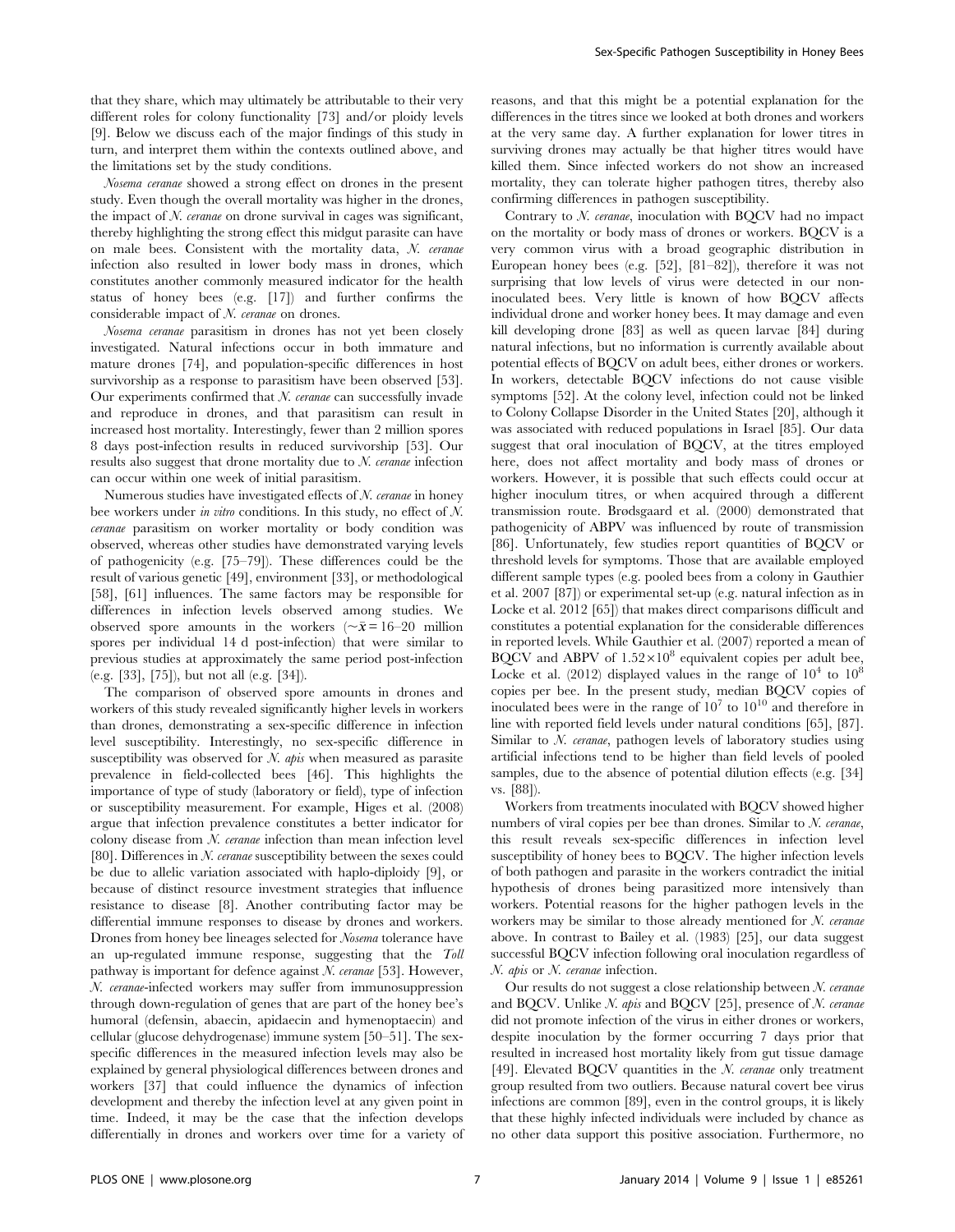that they share, which may ultimately be attributable to their very different roles for colony functionality [73] and/or ploidy levels [9]. Below we discuss each of the major findings of this study in turn, and interpret them within the contexts outlined above, and the limitations set by the study conditions.

*Nosema ceranae* showed a strong effect on drones in the present study. Even though the overall mortality was higher in the drones, the impact of *N. ceranae* on drone survival in cages was significant, thereby highlighting the strong effect this midgut parasite can have on male bees. Consistent with the mortality data, *N. ceranae* infection also resulted in lower body mass in drones, which constitutes another commonly measured indicator for the health status of honey bees (e.g. [17]) and further confirms the considerable impact of *N. ceranae* on drones.

*Nosema ceranae* parasitism in drones has not yet been closely investigated. Natural infections occur in both immature and mature drones [74], and population-specific differences in host survivorship as a response to parasitism have been observed [53]. Our experiments confirmed that *N. ceranae* can successfully invade and reproduce in drones, and that parasitism can result in increased host mortality. Interestingly, fewer than 2 million spores 8 days post-infection results in reduced survivorship [53]. Our results also suggest that drone mortality due to *N. ceranae* infection can occur within one week of initial parasitism.

Numerous studies have investigated effects of *N. ceranae* in honey bee workers under *in vitro* conditions. In this study, no effect of *N. ceranae* parasitism on worker mortality or body condition was observed, whereas other studies have demonstrated varying levels of pathogenicity (e.g. [75–79]). These differences could be the result of various genetic [49], environment [33], or methodological [58], [61] influences. The same factors may be responsible for differences in infection levels observed among studies. We observed spore amounts in the workers ($\sim\bar{x}$ = 16–20 million spores per individual 14 d post-infection) that were similar to previous studies at approximately the same period post-infection (e.g. [33], [75]), but not all (e.g. [34]).

The comparison of observed spore amounts in drones and workers of this study revealed significantly higher levels in workers than drones, demonstrating a sex-specific difference in infection level susceptibility. Interestingly, no sex-specific difference in susceptibility was observed for *N. apis* when measured as parasite prevalence in field-collected bees [46]. This highlights the importance of type of study (laboratory or field), type of infection or susceptibility measurement. For example, Higes et al. (2008) argue that infection prevalence constitutes a better indicator for colony disease from *N. ceranae* infection than mean infection level [80]. Differences in *N. ceranae* susceptibility between the sexes could be due to allelic variation associated with haplo-diploidy [9], or because of distinct resource investment strategies that influence resistance to disease [8]. Another contributing factor may be differential immune responses to disease by drones and workers. Drones from honey bee lineages selected for *Nosema* tolerance have an up-regulated immune response, suggesting that the *Toll* pathway is important for defence against *N. ceranae* [53]. However, *N. ceranae*-infected workers may suffer from immunosuppression through down-regulation of genes that are part of the honey bee's humoral (defensin, abaecin, apidaecin and hymenoptaecin) and cellular (glucose dehydrogenase) immune system [50–51]. The sex-specific differences in the measured infection levels may also be explained by general physiological differences between drones and workers [37] that could influence the dynamics of infection development and thereby the infection level at any given point in time. Indeed, it may be the case that the infection develops differentially in drones and workers over time for a variety of reasons, and that this might be a potential explanation for the differences in the titres since we looked at both drones and workers at the very same day. A further explanation for lower titres in surviving drones may actually be that higher titres would have killed them. Since infected workers do not show an increased mortality, they can tolerate higher pathogen titres, thereby also confirming differences in pathogen susceptibility.

Contrary to *N. ceranae*, inoculation with BQCV had no impact on the mortality or body mass of drones or workers. BQCV is a very common virus with a broad geographic distribution in European honey bees (e.g. [52], [81–82]), therefore it was not surprising that low levels of virus were detected in our non-inoculated bees. Very little is known of how BQCV affects individual drone and worker honey bees. It may damage and even kill developing drone [83] as well as queen larvae [84] during natural infections, but no information is currently available about potential effects of BQCV on adult bees, either drones or workers. In workers, detectable BQCV infections do not cause visible symptoms [52]. At the colony level, infection could not be linked to Colony Collapse Disorder in the United States [20], although it was associated with reduced populations in Israel [85]. Our data suggest that oral inoculation of BQCV, at the titres employed here, does not affect mortality and body mass of drones or workers. However, it is possible that such effects could occur at higher inoculum titres, or when acquired through a different transmission route. Brødsgaard et al. (2000) demonstrated that pathogenicity of ABPV was influenced by route of transmission [86]. Unfortunately, few studies report quantities of BQCV or threshold levels for symptoms. Those that are available employed different sample types (e.g. pooled bees from a colony in Gauthier et al. 2007 [87]) or experimental set-up (e.g. natural infection as in Locke et al. 2012 [65]) that makes direct comparisons difficult and constitutes a potential explanation for the considerable differences in reported levels. While Gauthier et al. (2007) reported a mean of BQCV and ABPV of $1.52\times10^{8}$ equivalent copies per adult bee, Locke et al. (2012) displayed values in the range of $10^{4}$ to $10^{8}$ copies per bee. In the present study, median BQCV copies of inoculated bees were in the range of $10^{7}$ to $10^{10}$ and therefore in line with reported field levels under natural conditions [65], [87]. Similar to *N. ceranae*, pathogen levels of laboratory studies using artificial infections tend to be higher than field levels of pooled samples, due to the absence of potential dilution effects (e.g. [34] vs. [88]).

Workers from treatments inoculated with BQCV showed higher numbers of viral copies per bee than drones. Similar to *N. ceranae*, this result reveals sex-specific differences in infection level susceptibility of honey bees to BQCV. The higher infection levels of both pathogen and parasite in the workers contradict the initial hypothesis of drones being parasitized more intensively than workers. Potential reasons for the higher pathogen levels in the workers may be similar to those already mentioned for *N. ceranae* above. In contrast to Bailey et al. (1983) [25], our data suggest successful BQCV infection following oral inoculation regardless of *N. apis* or *N. ceranae* infection.

Our results do not suggest a close relationship between *N. ceranae* and BQCV. Unlike *N. apis* and BQCV [25], presence of *N. ceranae* did not promote infection of the virus in either drones or workers, despite inoculation by the former occurring 7 days prior that resulted in increased host mortality likely from gut tissue damage [49]. Elevated BQCV quantities in the *N. ceranae* only treatment group resulted from two outliers. Because natural covert bee virus infections are common [89], even in the control groups, it is likely that these highly infected individuals were included by chance as no other data support this positive association. Furthermore, no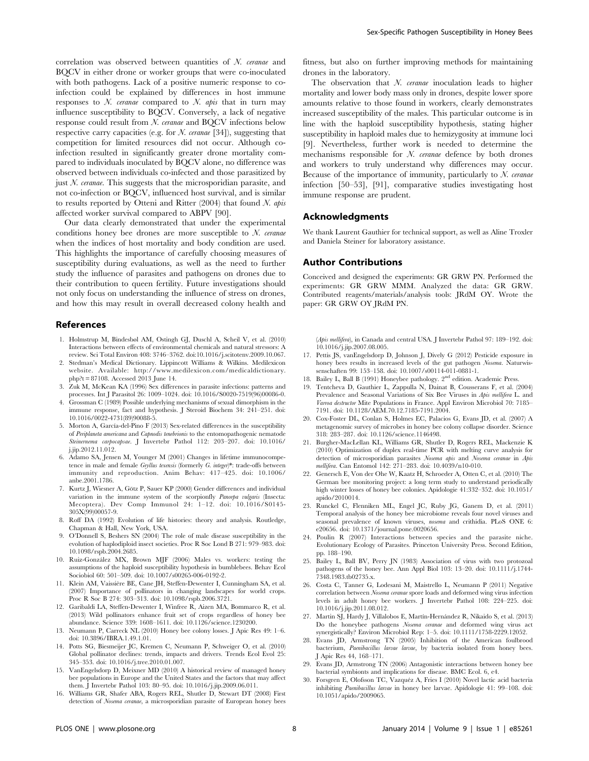correlation was observed between quantities of *N. ceranae* and BQCV in either drone or worker groups that were co-inoculated with both pathogens. Lack of a positive numeric response to co-infection could be explained by differences in host immune responses to *N. ceranae* compared to *N. apis* that in turn may influence susceptibility to BQCV. Conversely, a lack of negative response could result from *N. ceranae* and BQCV infections below respective carry capacities (e.g. for *N. ceranae* [34]), suggesting that competition for limited resources did not occur. Although co-infection resulted in significantly greater drone mortality compared to individuals inoculated by BQCV alone, no difference was observed between individuals co-infected and those parasitized by just *N. ceranae*. This suggests that the microsporidian parasite, and not co-infection or BQCV, influenced host survival, and is similar to results reported by Otteni and Ritter (2004) that found *N. apis* affected worker survival compared to ABPV [90].

Our data clearly demonstrated that under the experimental conditions honey bee drones are more susceptible to *N. ceranae* when the indices of host mortality and body condition are used. This highlights the importance of carefully choosing measures of susceptibility during evaluations, as well as the need to further study the influence of parasites and pathogens on drones due to their contribution to queen fertility. Future investigations should not only focus on understanding the influence of stress on drones, and how this may result in overall decreased colony health and fitness, but also on further improving methods for maintaining drones in the laboratory.

The observation that *N. ceranae* inoculation leads to higher mortality and lower body mass only in drones, despite lower spore amounts relative to those found in workers, clearly demonstrates increased susceptibility of the males. This particular outcome is in line with the haploid susceptibility hypothesis, stating higher susceptibility in haploid males due to hemizygosity at immune loci [9]. Nevertheless, further work is needed to determine the mechanisms responsible for *N. ceranae* defence by both drones and workers to truly understand why differences may occur. Because of the importance of immunity, particularly to *N. ceranae* infection [50–53], [91], comparative studies investigating host immune response are prudent.

## Acknowledgments

We thank Laurent Gauthier for technical support, as well as Aline Troxler and Daniela Steiner for laboratory assistance.

## Author Contributions

Conceived and designed the experiments: GR GRW PN. Performed the experiments: GR GRW MMM. Analyzed the data: GR GRW. Contributed reagents/materials/analysis tools: JRdM OY. Wrote the paper: GR GRW OY JRdM PN.

## References

1. Holmstrup M, Bindesbøl AM, Ostingh GJ, Duschl A, Scheil V, et al. (2010) Interactions between effects of environmental chemicals and natural stressors: A review. Sci Total Environ 408: 3746–3762. doi:10.1016/j.scitotenv.2009.10.067.
2. Stedman's Medical Dictionary. Lippincott Williams & Wilkins. Medilexicon website. Available: http://www.medilexicon.com/medicaldictionary.php?t=87108. Accessed 2013 June 14.
3. Zuk M, McKean KA (1996) Sex differences in parasite infections: patterns and processes. Int J Parasitol 26: 1009–1024. doi: 10.1016/S0020-7519(96)00086-0.
4. Grossman C (1989) Possible underlying mechanisms of sexual dimorphism in the immune response, fact and hypothesis. J Steroid Biochem 34: 241–251. doi: 10.1016/0022-4731(89)90088-5.
5. Morton A, García-del-Pino F (2013) Sex-related differences in the susceptibility of *Periplaneta americana* and *Capnodis tenebrionis* to the entomopathogenic nematode *Steinernema carpocapsae*. J Invertebr Pathol 112: 203–207. doi: 10.1016/j.jip.2012.11.012.
6. Adamo SA, Jensen M, Younger M (2001) Changes in lifetime immunocompetence in male and female *Gryllus texensis* (formerly *G. integer*)*: trade-offs between immunity and reproduction. Anim Behav: 417–425. doi: 10.1006/anbe.2001.1786.
7. Kurtz J, Wiesner A, Götz P, Sauer KP (2000) Gender differences and individual variation in the immune system of the scorpionfly *Panorpa vulgaris* (Insecta: Mecoptera). Dev Comp Immunol 24: 1–12. doi: 10.1016/S0145-305X(99)00057-9.
8. Roff DA (1992) Evolution of life histories: theory and analysis. Routledge, Chapman & Hall, New York, USA.
9. O'Donnell S, Beshers SN (2004) The role of male disease susceptibility in the evolution of haplodiploid insect societies. Proc R Soc Lond B 271: 979–983. doi: 10.1098/rspb.2004.2685.
10. Ruiz-González MX, Brown MJF (2006) Males vs. workers: testing the assumptions of the haploid susceptibility hypothesis in bumblebees. Behav Ecol Sociobiol 60: 501–509. doi: 10.1007/s00265-006-0192-2.
11. Klein AM, Vaissière BE, Cane JH, Steffen-Dewenter I, Cunningham SA, et al. (2007) Importance of pollinators in changing landscapes for world crops. Proc R Soc B 274: 303–313. doi: 10.1098/rspb.2006.3721.
12. Garibaldi LA, Steffen-Dewenter I, Winfree R, Aizen MA, Bommarco R, et al. (2013) Wild pollinators enhance fruit set of crops regardless of honey bee abundance. Science 339: 1608–1611. doi: 10.1126/science.1230200.
13. Neumann P, Carreck NL (2010) Honey bee colony losses. J Apic Res 49: 1–6. doi: 10.3896/IBRA.1.49.1.01.
14. Potts SG, Biesmeijer JC, Kremen C, Neumann P, Schweiger O, et al. (2010) Global pollinator declines: trends, impacts and drivers. Trends Ecol Evol 25: 345–353. doi: 10.1016/j.tree.2010.01.007.
15. VanEngelsdorp D, Meixner MD (2010) A historical review of managed honey bee populations in Europe and the United States and the factors that may affect them. J Invertebr Pathol 103: 80–95. doi: 10.1016/j.jip.2009.06.011.
16. Williams GR, Shafer ABA, Rogers REL, Shutler D, Stewart DT (2008) First detection of *Nosema ceranae*, a microsporidian parasite of European honey bees (*Apis mellifera*), in Canada and central USA. J Invertebr Pathol 97: 189–192. doi: 10.1016/j.jip.2007.08.005.
17. Pettis JS, vanEngelsdorp D, Johnson J, Dively G (2012) Pesticide exposure in honey bees results in increased levels of the gut pathogen *Nosema*. Naturwissenschaften 99: 153–158. doi: 10.1007/s00114-011-0881-1.
18. Bailey L, Ball B (1991) Honeybee pathology. 2nd edition. Academic Press.
19. Tentcheva D, Gauthier L, Zappulla N, Dainat B, Cousserans F, et al. (2004) Prevalence and Seasonal Variations of Six Bee Viruses in *Apis mellifera* L. and *Varroa destructor* Mite Populations in France. Appl Environ Microbiol 70: 7185–7191. doi: 10.1128/AEM.70.12.7185-7191.2004.
20. Cox-Foster DL, Conlan S, Holmes EC, Palacios G, Evans JD, et al. (2007) A metagenomic survey of microbes in honey bee colony collapse disorder. Science 318: 283–287. doi: 10.1126/science.1146498.
21. Burgher-MacLellan KL, Williams GR, Shutler D, Rogers REL, Mackenzie K (2010) Optimization of duplex real-time PCR with melting curve analysis for detection of microsporidian parasites *Nosema apis* and *Nosema ceranae* in *Apis mellifera*. Can Entomol 142: 271–283. doi: 10.4039/n10-010.
22. Genersch E, Von der Ohe W, Kaatz H, Schroeder A, Otten C, et al. (2010) The German bee monitoring project: a long term study to understand periodically high winter losses of honey bee colonies. Apidologie 41:332–352. doi: 10.1051/apido/2010014.
23. Runckel C, Flenniken ML, Engel JC, Ruby JG, Ganem D, et al. (2011) Temporal analysis of the honey bee microbiome reveals four novel viruses and seasonal prevalence of known viruses, *nosema* and crithidia. PLoS ONE 6: e20656. doi: 10.1371/journal.pone.0020656.
24. Poulin R (2007) Interactions between species and the parasite niche. Evolutionary Ecology of Parasites. Princeton University Press. Second Edition, pp. 188–190.
25. Bailey L, Ball BV, Perry JN (1983) Association of virus with two protozoal pathogens of the honey bee. Ann Appl Biol 103: 13–20. doi: 10.1111/j.1744-7348.1983.tb02735.x.
26. Costa C, Tanner G, Lodesani M, Maistrello L, Neumann P (2011) Negative correlation between *Nosema ceranae* spore loads and deformed wing virus infection levels in adult honey bee workers. J Invertebr Pathol 108: 224–225. doi: 10.1016/j.jip.2011.08.012.
27. Martin SJ, Hardy J, Villalobos E, Martín-Hernández R, Nikaido S, et al. (2013) Do the honeybee pathogens *Nosema ceranae* and deformed wing virus act synergistically? Environ Microbiol Rep: 1–5. doi: 10.1111/1758-2229.12052.
28. Evans JD, Armstrong TN (2005) Inhibition of the American foulbrood bacterium, *Paenibacillus larvae larvae*, by bacteria isolated from honey bees. J Apic Res 44, 168–171.
29. Evans JD, Armstrong TN (2006) Antagonistic interactions between honey bee bacterial symbionts and implications for disease. BMC Ecol. 6, e4.
30. Forsgren E, Olofsson TC, Vazquéz A, Fries I (2010) Novel lactic acid bacteria inhibiting *Paenibacillus larvae* in honey bee larvae. Apidologie 41: 99–108. doi: 10.1051/apido/2009065.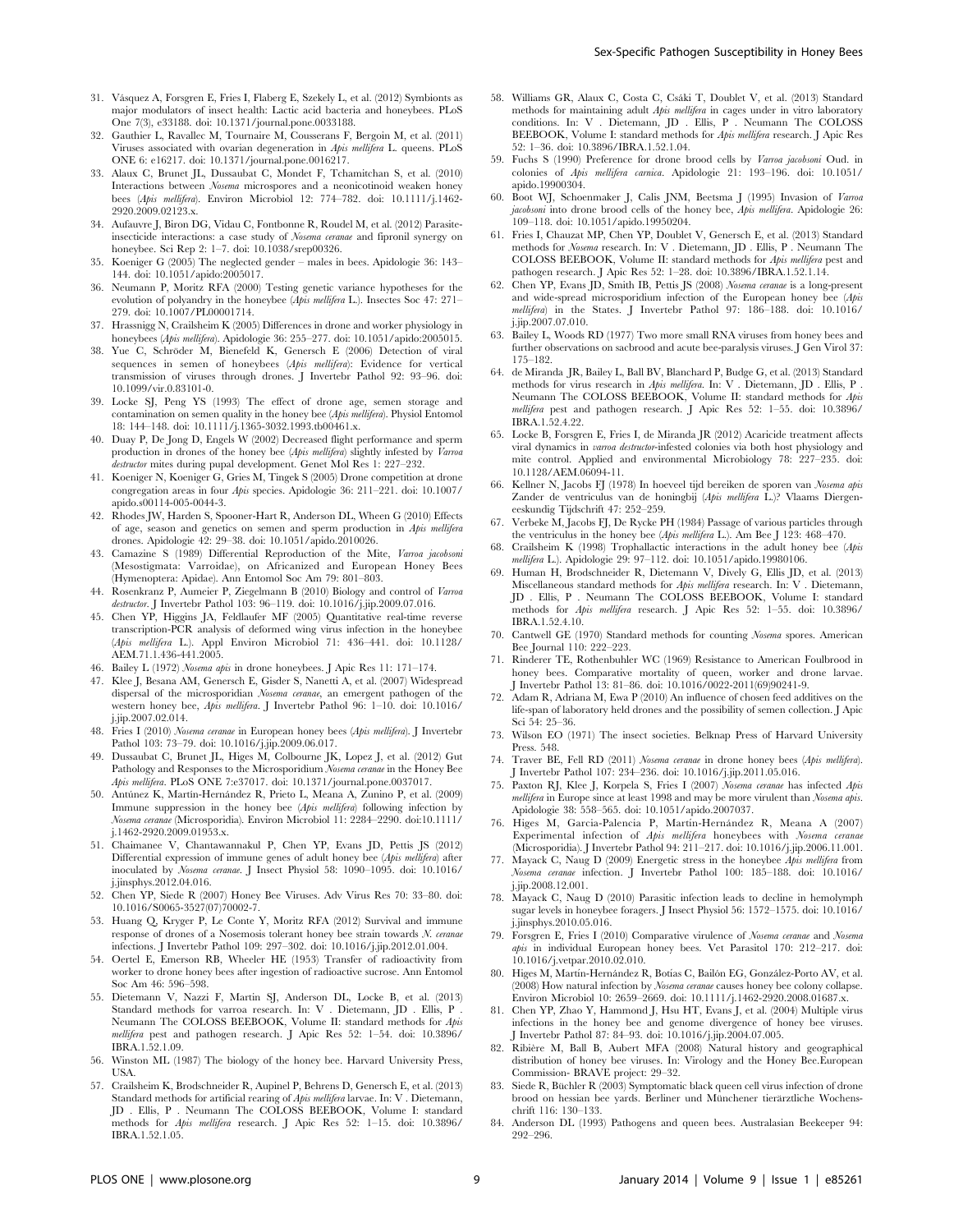31. Vásquez A, Forsgren E, Fries I, Flaberg E, Szekely L, et al. (2012) Symbionts as major modulators of insect health: Lactic acid bacteria and honeybees. PLoS One 7(3), e33188. doi: 10.1371/journal.pone.0033188.
32. Gauthier L, Ravallec M, Tournaire M, Cousserans F, Bergoin M, et al. (2011) Viruses associated with ovarian degeneration in *Apis mellifera* L. queens. PLoS ONE 6: e16217. doi: 10.1371/journal.pone.0016217.
33. Alaux C, Brunet JL, Dussaubat C, Mondet F, Tchamitchan S, et al. (2010) Interactions between *Nosema* microspores and a neonicotinoid weaken honey bees (*Apis mellifera*). Environ Microbiol 12: 774–782. doi: 10.1111/j.1462-2920.2009.02123.x.
34. Aufauvre J, Biron DG, Vidau C, Fontbonne R, Roudel M, et al. (2012) Parasite-insecticide interactions: a case study of *Nosema ceranae* and fipronil synergy on honeybee. Sci Rep 2: 1–7. doi: 10.1038/srep00326.
35. Koeniger G (2005) The neglected gender – males in bees. Apidologie 36: 143–144. doi: 10.1051/apido:2005017.
36. Neumann P, Moritz RFA (2000) Testing genetic variance hypotheses for the evolution of polyandry in the honeybee (*Apis mellifera* L.). Insectes Soc 47: 271–279. doi: 10.1007/PL00001714.
37. Hrassnigg N, Crailsheim K (2005) Differences in drone and worker physiology in honeybees (*Apis mellifera*). Apidologie 36: 255–277. doi: 10.1051/apido:2005015.
38. Yue C, Schröder M, Bienefeld K, Genersch E (2006) Detection of viral sequences in semen of honeybees (*Apis mellifera*): Evidence for vertical transmission of viruses through drones. J Invertebr Pathol 92: 93–96. doi: 10.1099/vir.0.83101-0.
39. Locke SJ, Peng YS (1993) The effect of drone age, semen storage and contamination on semen quality in the honey bee (*Apis mellifera*). Physiol Entomol 18: 144–148. doi: 10.1111/j.1365-3032.1993.tb00461.x.
40. Duay P, De Jong D, Engels W (2002) Decreased flight performance and sperm production in drones of the honey bee (*Apis mellifera*) slightly infested by *Varroa destructor* mites during pupal development. Genet Mol Res 1: 227–232.
41. Koeniger N, Koeniger G, Gries M, Tingek S (2005) Drone competition at drone congregation areas in four *Apis* species. Apidologie 36: 211–221. doi: 10.1007/apido.s00114-005-0044-3.
42. Rhodes JW, Harden S, Spooner-Hart R, Anderson DL, Wheen G (2010) Effects of age, season and genetics on semen and sperm production in *Apis mellifera* drones. Apidologie 42: 29–38. doi: 10.1051/apido.2010026.
43. Camazine S (1989) Differential Reproduction of the Mite, *Varroa jacobsoni* (Mesostigmata: Varroidae), on Africanized and European Honey Bees (Hymenoptera: Apidae). Ann Entomol Soc Am 79: 801–803.
44. Rosenkranz P, Aumeier P, Ziegelmann B (2010) Biology and control of *Varroa destructor*. J Invertebr Pathol 103: 96–119. doi: 10.1016/j.jip.2009.07.016.
45. Chen YP, Higgins JA, Feldlaufer MF (2005) Quantitative real-time reverse transcription-PCR analysis of deformed wing virus infection in the honeybee (*Apis mellifera* L.). Appl Environ Microbiol 71: 436–441. doi: 10.1128/AEM.71.1.436-441.2005.
46. Bailey L (1972) *Nosema apis* in drone honeybees. J Apic Res 11: 171–174.
47. Klee J, Besana AM, Genersch E, Gisder S, Nanetti A, et al. (2007) Widespread dispersal of the microsporidian *Nosema ceranae*, an emergent pathogen of the western honey bee, *Apis mellifera*. J Invertebr Pathol 96: 1–10. doi: 10.1016/j.jip.2007.02.014.
48. Fries I (2010) *Nosema ceranae* in European honey bees (*Apis mellifera*). J Invertebr Pathol 103: 73–79. doi: 10.1016/j.jip.2009.06.017.
49. Dussaubat C, Brunet JL, Higes M, Colbourne JK, Lopez J, et al. (2012) Gut Pathology and Responses to the Microsporidium *Nosema ceranae* in the Honey Bee *Apis mellifera*. PLoS ONE 7:e37017. doi: 10.1371/journal.pone.0037017.
50. Antúnez K, Martín-Hernández R, Prieto L, Meana A, Zunino P, et al. (2009) Immune suppression in the honey bee (*Apis mellifera*) following infection by *Nosema ceranae* (Microsporidia). Environ Microbiol 11: 2284–2290. doi:10.1111/j.1462-2920.2009.01953.x.
51. Chaimanee V, Chantawannakul P, Chen YP, Evans JD, Pettis JS (2012) Differential expression of immune genes of adult honey bee (*Apis mellifera*) after inoculated by *Nosema ceranae*. J Insect Physiol 58: 1090–1095. doi: 10.1016/j.jinsphys.2012.04.016.
52. Chen YP, Siede R (2007) Honey Bee Viruses. Adv Virus Res 70: 33–80. doi: 10.1016/S0065-3527(07)70002-7.
53. Huang Q, Kryger P, Le Conte Y, Moritz RFA (2012) Survival and immune response of drones of a Nosemosis tolerant honey bee strain towards *N. ceranae* infections. J Invertebr Pathol 109: 297–302. doi: 10.1016/j.jip.2012.01.004.
54. Oertel E, Emerson RB, Wheeler HE (1953) Transfer of radioactivity from worker to drone honey bees after ingestion of radioactive sucrose. Ann Entomol Soc Am 46: 596–598.
55. Dietemann V, Nazzi F, Martin SJ, Anderson DL, Locke B, et al. (2013) Standard methods for varroa research. In: V . Dietemann, JD . Ellis, P . Neumann The COLOSS BEEBOOK, Volume II: standard methods for *Apis mellifera* pest and pathogen research. J Apic Res 52: 1–54. doi: 10.3896/IBRA.1.52.1.09.
56. Winston ML (1987) The biology of the honey bee. Harvard University Press, USA.
57. Crailsheim K, Brodschneider R, Aupinel P, Behrens D, Genersch E, et al. (2013) Standard methods for artificial rearing of *Apis mellifera* larvae. In: V . Dietemann, JD . Ellis, P . Neumann The COLOSS BEEBOOK, Volume I: standard methods for *Apis mellifera* research. J Apic Res 52: 1–15. doi: 10.3896/IBRA.1.52.1.05.
58. Williams GR, Alaux C, Costa C, Csáki T, Doublet V, et al. (2013) Standard methods for maintaining adult *Apis mellifera* in cages under in vitro laboratory conditions. In: V . Dietemann, JD . Ellis, P . Neumann The COLOSS BEEBOOK, Volume I: standard methods for *Apis mellifera* research. J Apic Res 52: 1–36. doi: 10.3896/IBRA.1.52.1.04.
59. Fuchs S (1990) Preference for drone brood cells by *Varroa jacobsoni* Oud. in colonies of *Apis mellifera carnica*. Apidologie 21: 193–196. doi: 10.1051/apido.19900304.
60. Boot WJ, Schoenmaker J, Calis JNM, Beetsma J (1995) Invasion of *Varroa jacobsoni* into drone brood cells of the honey bee, *Apis mellifera*. Apidologie 26: 109–118. doi: 10.1051/apido.19950204.
61. Fries I, Chauzat MP, Chen YP, Doublet V, Genersch E, et al. (2013) Standard methods for *Nosema* research. In: V . Dietemann, JD . Ellis, P . Neumann The COLOSS BEEBOOK, Volume II: standard methods for *Apis mellifera* pest and pathogen research. J Apic Res 52: 1–28. doi: 10.3896/IBRA.1.52.1.14.
62. Chen YP, Evans JD, Smith IB, Pettis JS (2008) *Nosema ceranae* is a long-present and wide-spread microsporidium infection of the European honey bee (*Apis mellifera*) in the States. J Invertebr Pathol 97: 186–188. doi: 10.1016/j.jip.2007.07.010.
63. Bailey L, Woods RD (1977) Two more small RNA viruses from honey bees and further observations on sacbrood and acute bee-paralysis viruses. J Gen Virol 37: 175–182.
64. de Miranda JR, Bailey L, Ball BV, Blanchard P, Budge G, et al. (2013) Standard methods for virus research in *Apis mellifera*. In: V . Dietemann, JD . Ellis, P . Neumann The COLOSS BEEBOOK, Volume II: standard methods for *Apis mellifera* pest and pathogen research. J Apic Res 52: 1–55. doi: 10.3896/IBRA.1.52.4.22.
65. Locke B, Forsgren E, Fries I, de Miranda JR (2012) Acaricide treatment affects viral dynamics in *varroa destructor*-infested colonies via both host physiology and mite control. Applied and environmental Microbiology 78: 227–235. doi: 10.1128/AEM.06094-11.
66. Kellner N, Jacobs FJ (1978) In hoeveel tijd bereiken de sporen van *Nosema apis* Zander de ventriculus van de honingbij (*Apis mellifera* L.)? Vlaams Diergeneeskundig Tijdschrift 47: 252–259.
67. Verbeke M, Jacobs FJ, De Rycke PH (1984) Passage of various particles through the ventriculus in the honey bee (*Apis mellifera* L.). Am Bee J 123: 468–470.
68. Crailsheim K (1998) Trophallactic interactions in the adult honey bee (*Apis mellifera* L.). Apidologie 29: 97–112. doi: 10.1051/apido.19980106.
69. Human H, Brodschneider R, Dietemann V, Dively G, Ellis JD, et al. (2013) Miscellaneous standard methods for *Apis mellifera* research. In: V . Dietemann, JD . Ellis, P . Neumann The COLOSS BEEBOOK, Volume I: standard methods for *Apis mellifera* research. J Apic Res 52: 1–55. doi: 10.3896/IBRA.1.52.4.10.
70. Cantwell GE (1970) Standard methods for counting *Nosema* spores. American Bee Journal 110: 222–223.
71. Rinderer TE, Rothenbuhler WC (1969) Resistance to American Foulbrood in honey bees. Comparative mortality of queen, worker and drone larvae. J Invertebr Pathol 13: 81–86. doi: 10.1016/0022-2011(69)90241-9.
72. Adam R, Adriana M, Ewa P (2010) An influence of chosen feed additives on the life-span of laboratory held drones and the possibility of semen collection. J Apic Sci 54: 25–36.
73. Wilson EO (1971) The insect societies. Belknap Press of Harvard University Press. 548.
74. Traver BE, Fell RD (2011) *Nosema ceranae* in drone honey bees (*Apis mellifera*). J Invertebr Pathol 107: 234–236. doi: 10.1016/j.jip.2011.05.016.
75. Paxton RJ, Klee J, Korpela S, Fries I (2007) *Nosema ceranae* has infected *Apis mellifera* in Europe since at least 1998 and may be more virulent than *Nosema apis*. Apidologie 38: 558–565. doi: 10.1051/apido.2007037.
76. Higes M, Garcia-Palencia P, Martín-Hernández R, Meana A (2007) Experimental infection of *Apis mellifera* honeybees with *Nosema ceranae* (Microsporidia). J Invertebr Pathol 94: 211–217. doi: 10.1016/j.jip.2006.11.001.
77. Mayack C, Naug D (2009) Energetic stress in the honeybee *Apis mellifera* from *Nosema ceranae* infection. J Invertebr Pathol 100: 185–188. doi: 10.1016/j.jip.2008.12.001.
78. Mayack C, Naug D (2010) Parasitic infection leads to decline in hemolymph sugar levels in honeybee foragers. J Insect Physiol 56: 1572–1575. doi: 10.1016/j.jinsphys.2010.05.016.
79. Forsgren E, Fries I (2010) Comparative virulence of *Nosema ceranae* and *Nosema apis* in individual European honey bees. Vet Parasitol 170: 212–217. doi: 10.1016/j.vetpar.2010.02.010.
80. Higes M, Martín-Hernández R, Botías C, Bailón EG, González-Porto AV, et al. (2008) How natural infection by *Nosema ceranae* causes honey bee colony collapse. Environ Microbiol 10: 2659–2669. doi: 10.1111/j.1462-2920.2008.01687.x.
81. Chen YP, Zhao Y, Hammond J, Hsu HT, Evans J, et al. (2004) Multiple virus infections in the honey bee and genome divergence of honey bee viruses. J Invertebr Pathol 87: 84–93. doi: 10.1016/j.jip.2004.07.005.
82. Ribière M, Ball B, Aubert MFA (2008) Natural history and geographical distribution of honey bee viruses. In: Virology and the Honey Bee.European Commission- BRAVE project: 29–32.
83. Siede R, Büchler R (2003) Symptomatic black queen cell virus infection of drone brood on hessian bee yards. Berliner und Münchener tierärztliche Wochenschrift 116: 130–133.
84. Anderson DL (1993) Pathogens and queen bees. Australasian Beekeeper 94: 292–296.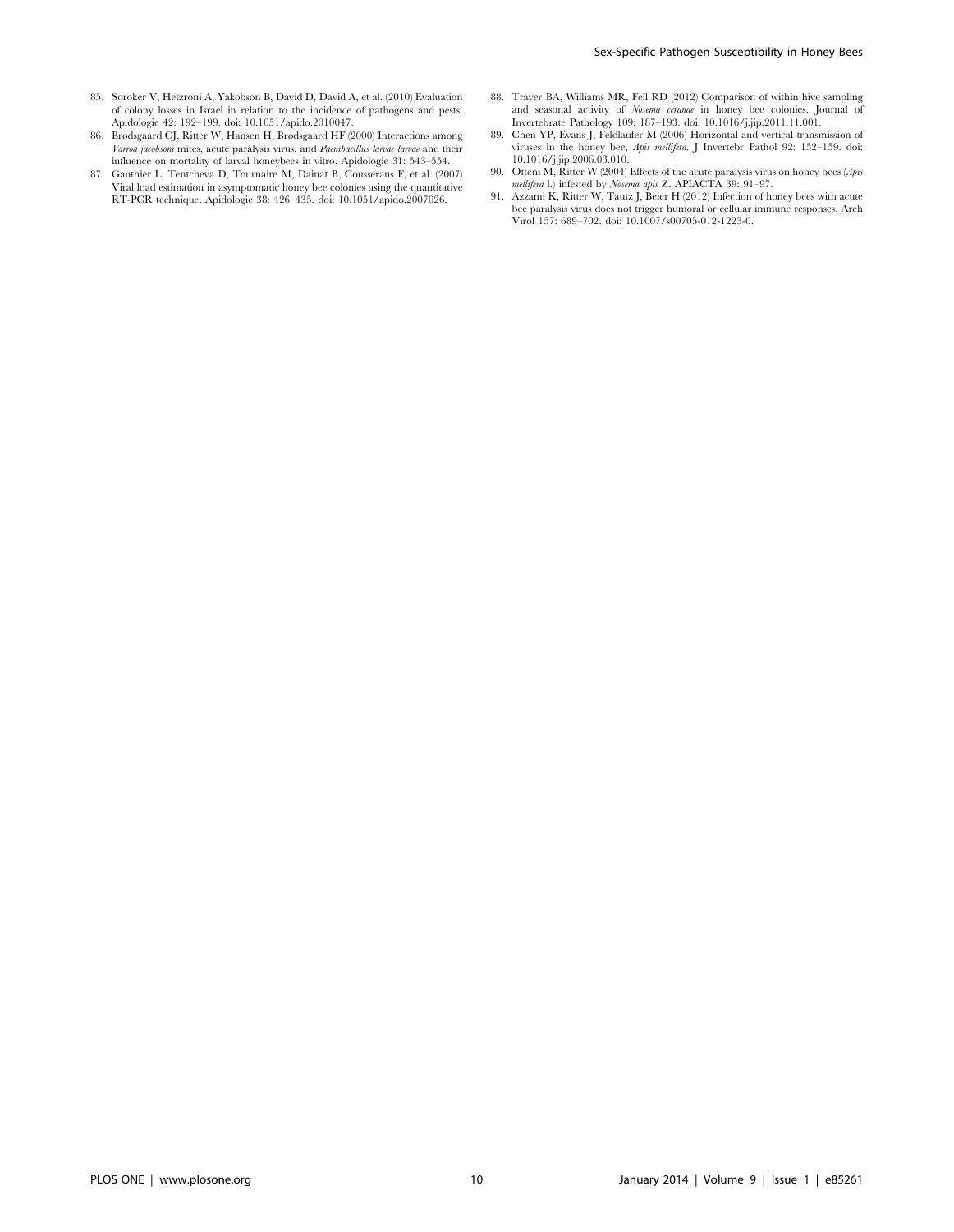85. Soroker V, Hetzroni A, Yakobson B, David D, David A, et al. (2010) Evaluation of colony losses in Israel in relation to the incidence of pathogens and pests. Apidologie 42: 192–199. doi: 10.1051/apido.2010047.
86. Brødsgaard CJ, Ritter W, Hansen H, Brødsgaard HF (2000) Interactions among *Varroa jacobsoni* mites, acute paralysis virus, and *Paenibacillus larvae larvae* and their influence on mortality of larval honeybees in vitro. Apidologie 31: 543–554.
87. Gauthier L, Tentcheva D, Tournaire M, Dainat B, Cousserans F, et al. (2007) Viral load estimation in asymptomatic honey bee colonies using the quantitative RT-PCR technique. Apidologie 38: 426–435. doi: 10.1051/apido.2007026.
88. Traver BA, Williams MR, Fell RD (2012) Comparison of within hive sampling and seasonal activity of *Nosema ceranae* in honey bee colonies. Journal of Invertebrate Pathology 109: 187–193. doi: 10.1016/j.jip.2011.11.001.
89. Chen YP, Evans J, Feldlaufer M (2006) Horizontal and vertical transmission of viruses in the honey bee, *Apis mellifera*. J Invertebr Pathol 92: 152–159. doi: 10.1016/j.jip.2006.03.010.
90. Otteni M, Ritter W (2004) Effects of the acute paralysis virus on honey bees (*Apis mellifera* l.) infested by *Nosema apis* Z. APIACTA 39: 91–97.
91. Azzami K, Ritter W, Tautz J, Beier H (2012) Infection of honey bees with acute bee paralysis virus does not trigger humoral or cellular immune responses. Arch Virol 157: 689–702. doi: 10.1007/s00705-012-1223-0.